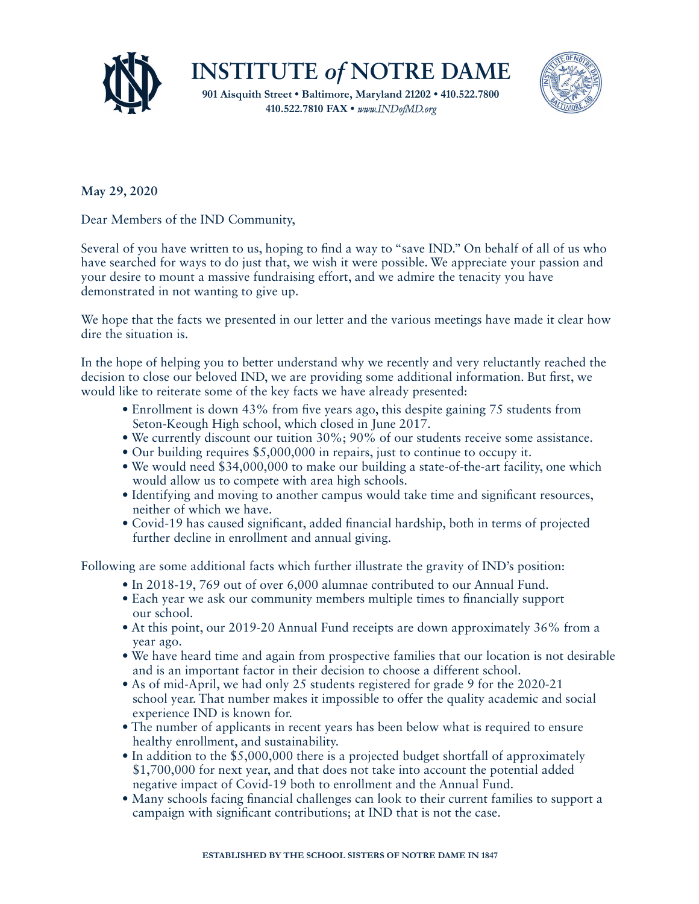# INSTITUTE *of* NOTRE DAME

**901 Aisquith Street • Baltimore, Maryland 21202 • 410.522.7800**
**410.522.7810 FAX •** *www.INDofMD.org*

**May 29, 2020**

Dear Members of the IND Community,

Several of you have written to us, hoping to find a way to "save IND." On behalf of all of us who have searched for ways to do just that, we wish it were possible. We appreciate your passion and your desire to mount a massive fundraising effort, and we admire the tenacity you have demonstrated in not wanting to give up.

We hope that the facts we presented in our letter and the various meetings have made it clear how dire the situation is.

In the hope of helping you to better understand why we recently and very reluctantly reached the decision to close our beloved IND, we are providing some additional information. But first, we would like to reiterate some of the key facts we have already presented:

- Enrollment is down 43% from five years ago, this despite gaining 75 students from Seton-Keough High school, which closed in June 2017.
- We currently discount our tuition 30%; 90% of our students receive some assistance.
- Our building requires $5,000,000 in repairs, just to continue to occupy it.
- We would need $34,000,000 to make our building a state-of-the-art facility, one which would allow us to compete with area high schools.
- Identifying and moving to another campus would take time and significant resources, neither of which we have.
- Covid-19 has caused significant, added financial hardship, both in terms of projected further decline in enrollment and annual giving.

Following are some additional facts which further illustrate the gravity of IND's position:

- In 2018-19, 769 out of over 6,000 alumnae contributed to our Annual Fund.
- Each year we ask our community members multiple times to financially support our school.
- At this point, our 2019-20 Annual Fund receipts are down approximately 36% from a year ago.
- We have heard time and again from prospective families that our location is not desirable and is an important factor in their decision to choose a different school.
- As of mid-April, we had only 25 students registered for grade 9 for the 2020-21 school year. That number makes it impossible to offer the quality academic and social experience IND is known for.
- The number of applicants in recent years has been below what is required to ensure healthy enrollment, and sustainability.
- In addition to the $5,000,000 there is a projected budget shortfall of approximately $1,700,000 for next year, and that does not take into account the potential added negative impact of Covid-19 both to enrollment and the Annual Fund.
- Many schools facing financial challenges can look to their current families to support a campaign with significant contributions; at IND that is not the case.

**ESTABLISHED BY THE SCHOOL SISTERS OF NOTRE DAME IN 1847**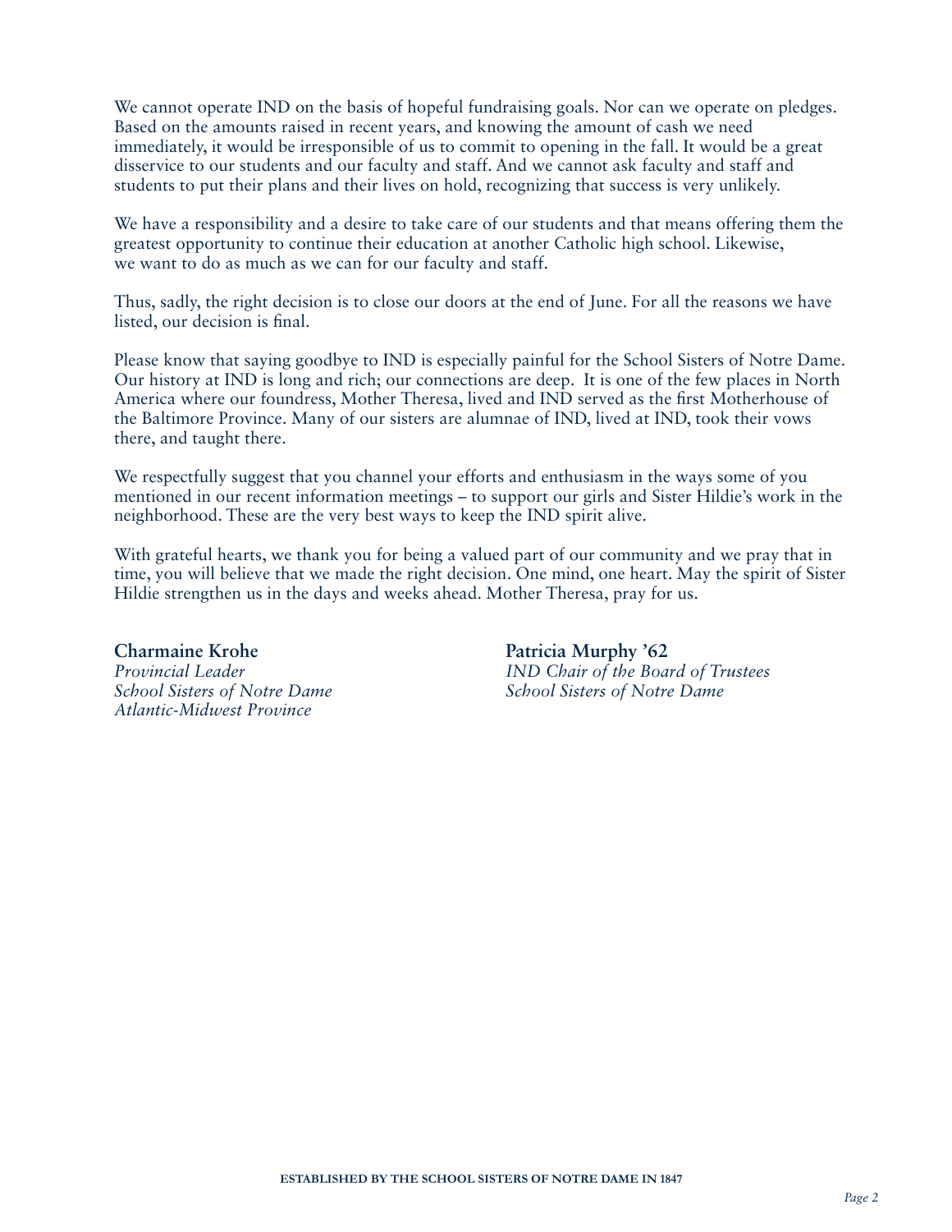We cannot operate IND on the basis of hopeful fundraising goals. Nor can we operate on pledges. Based on the amounts raised in recent years, and knowing the amount of cash we need immediately, it would be irresponsible of us to commit to opening in the fall. It would be a great disservice to our students and our faculty and staff. And we cannot ask faculty and staff and students to put their plans and their lives on hold, recognizing that success is very unlikely.

We have a responsibility and a desire to take care of our students and that means offering them the greatest opportunity to continue their education at another Catholic high school. Likewise, we want to do as much as we can for our faculty and staff.

Thus, sadly, the right decision is to close our doors at the end of June. For all the reasons we have listed, our decision is final.

Please know that saying goodbye to IND is especially painful for the School Sisters of Notre Dame. Our history at IND is long and rich; our connections are deep. It is one of the few places in North America where our foundress, Mother Theresa, lived and IND served as the first Motherhouse of the Baltimore Province. Many of our sisters are alumnae of IND, lived at IND, took their vows there, and taught there.

We respectfully suggest that you channel your efforts and enthusiasm in the ways some of you mentioned in our recent information meetings – to support our girls and Sister Hildie's work in the neighborhood. These are the very best ways to keep the IND spirit alive.

With grateful hearts, we thank you for being a valued part of our community and we pray that in time, you will believe that we made the right decision. One mind, one heart. May the spirit of Sister Hildie strengthen us in the days and weeks ahead. Mother Theresa, pray for us.

**Charmaine Krohe**
*Provincial Leader*
*School Sisters of Notre Dame*
*Atlantic-Midwest Province*

**Patricia Murphy '62**
*IND Chair of the Board of Trustees*
*School Sisters of Notre Dame*

**ESTABLISHED BY THE SCHOOL SISTERS OF NOTRE DAME IN 1847**